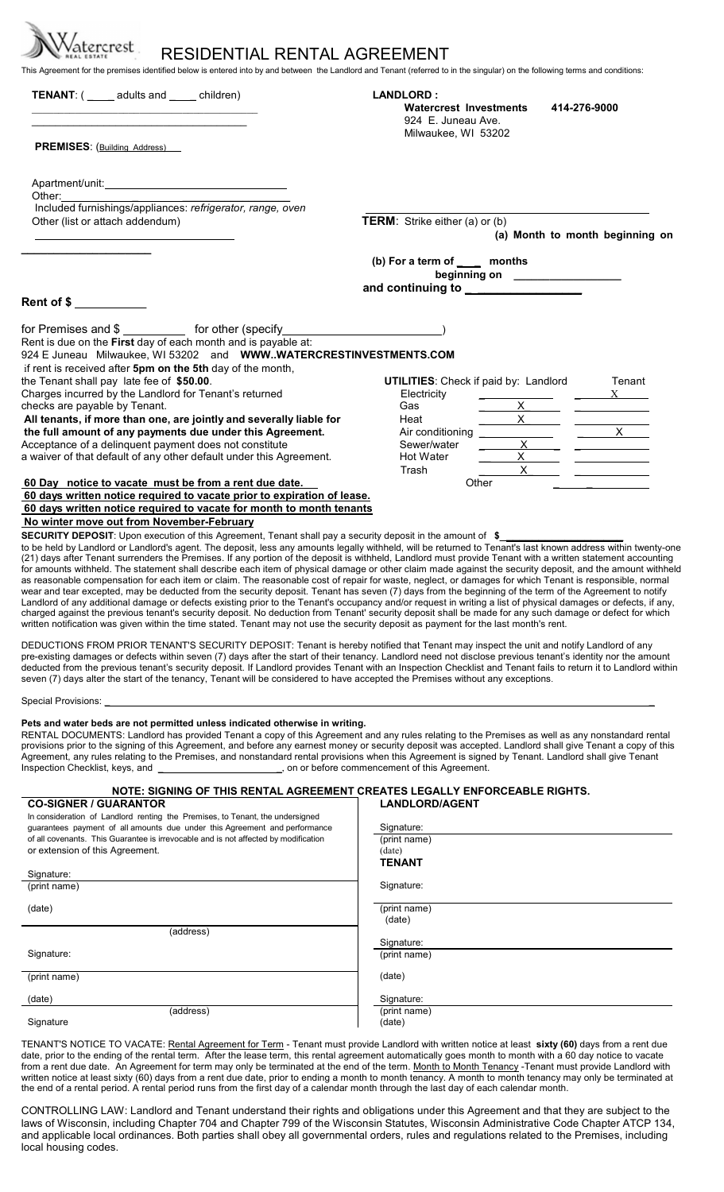Watercrest REAL ESTATE

# RESIDENTIAL RENTAL AGREEMENT

This Agreement for the premises identified below is entered into by and between the Landlord and Tenant (referred to in the singular) on the following terms and conditions:

**TENANT**: ( _____ adults and _____ children)

____________________________________

____________________________________

**LANDLORD :**
**Watercrest Investments 414-276-9000**
924 E. Juneau Ave.
Milwaukee, WI 53202

**PREMISES**: (Building Address)

Apartment/unit: ______________________________

Other: ______________________________________

Included furnishings/appliances: *refrigerator, range, oven*

Other (list or attach addendum)

______________________________

____________________

**TERM**: Strike either (a) or (b)

**(a) Month to month beginning on**

**(b) For a term of ____ months**
**beginning on ________________**
**and continuing to ________________**

**Rent of $** ___________

for Premises and $ __________ for other (specify________________________)

Rent is due on the **First** day of each month and is payable at:
924 E Juneau Milwaukee, WI 53202 and **WWW..WATERCRESTINVESTMENTS.COM**

if rent is received after **5pm on the 5th** day of the month, the Tenant shall pay late fee of **$50.00**.

Charges incurred by the Landlord for Tenant's returned checks are payable by Tenant.

**All tenants, if more than one, are jointly and severally liable for the full amount of any payments due under this Agreement.**

Acceptance of a delinquent payment does not constitute a waiver of that default of any other default under this Agreement.

**UTILITIES**: Check if paid by:

| | Landlord | Tenant |
|---|---|---|
| Electricity | | X |
| Gas | X | |
| Heat | X | |
| Air conditioning | | X |
| Sewer/water | X | |
| Hot Water | X | |
| Trash | X | |
| Other | | |

**60 Day notice to vacate must be from a rent due date.**
**60 days written notice required to vacate prior to expiration of lease.**
**60 days written notice required to vacate for month to month tenants**
**No winter move out from November-February**

**SECURITY DEPOSIT**: Upon execution of this Agreement, Tenant shall pay a security deposit in the amount of **$** ____________________ to be held by Landlord or Landlord's agent. The deposit, less any amounts legally withheld, will be returned to Tenant's last known address within twenty-one (21) days after Tenant surrenders the Premises. If any portion of the deposit is withheld, Landlord must provide Tenant with a written statement accounting for amounts withheld. The statement shall describe each item of physical damage or other claim made against the security deposit, and the amount withheld as reasonable compensation for each item or claim. The reasonable cost of repair for waste, neglect, or damages for which Tenant is responsible, normal wear and tear excepted, may be deducted from the security deposit. Tenant has seven (7) days from the beginning of the term of the Agreement to notify Landlord of any additional damage or defects existing prior to the Tenant's occupancy and/or request in writing a list of physical damages or defects, if any, charged against the previous tenant's security deposit. No deduction from Tenant' security deposit shall be made for any such damage or defect for which written notification was given within the time stated. Tenant may not use the security deposit as payment for the last month's rent.

DEDUCTIONS FROM PRIOR TENANT'S SECURITY DEPOSIT: Tenant is hereby notified that Tenant may inspect the unit and notify Landlord of any pre-existing damages or defects within seven (7) days after the start of their tenancy. Landlord need not disclose previous tenant's identity nor the amount deducted from the previous tenant's security deposit. If Landlord provides Tenant with an Inspection Checklist and Tenant fails to return it to Landlord within seven (7) days alter the start of the tenancy, Tenant will be considered to have accepted the Premises without any exceptions.

Special Provisions: ____________________________________________________________________________

**Pets and water beds are not permitted unless indicated otherwise in writing.**

RENTAL DOCUMENTS: Landlord has provided Tenant a copy of this Agreement and any rules relating to the Premises as well as any nonstandard rental provisions prior to the signing of this Agreement, and before any earnest money or security deposit was accepted. Landlord shall give Tenant a copy of this Agreement, any rules relating to the Premises, and nonstandard rental provisions when this Agreement is signed by Tenant. Landlord shall give Tenant Inspection Checklist, keys, and ______________________, on or before commencement of this Agreement.

**NOTE: SIGNING OF THIS RENTAL AGREEMENT CREATES LEGALLY ENFORCEABLE RIGHTS.**

**CO-SIGNER / GUARANTOR**

In consideration of Landlord renting the Premises, to Tenant, the undersigned guarantees payment of all amounts due under this Agreement and performance of all covenants. This Guarantee is irrevocable and is not affected by modification or extension of this Agreement.

Signature:
(print name)

(date)

(address)

Signature:

(print name)

(date)

(address)

Signature

**LANDLORD/AGENT**

Signature:
(print name)
(date)

**TENANT**

Signature:

(print name)
(date)

Signature:
(print name)

(date)

Signature:
(print name)
(date)

TENANT'S NOTICE TO VACATE: Rental Agreement for Term - Tenant must provide Landlord with written notice at least **sixty (60)** days from a rent due date, prior to the ending of the rental term. After the lease term, this rental agreement automatically goes month to month with a 60 day notice to vacate from a rent due date. An Agreement for term may only be terminated at the end of the term. Month to Month Tenancy -Tenant must provide Landlord with written notice at least sixty (60) days from a rent due date, prior to ending a month to month tenancy. A month to month tenancy may only be terminated at the end of a rental period. A rental period runs from the first day of a calendar month through the last day of each calendar month.

CONTROLLING LAW: Landlord and Tenant understand their rights and obligations under this Agreement and that they are subject to the laws of Wisconsin, including Chapter 704 and Chapter 799 of the Wisconsin Statutes, Wisconsin Administrative Code Chapter ATCP 134, and applicable local ordinances. Both parties shall obey all governmental orders, rules and regulations related to the Premises, including local housing codes.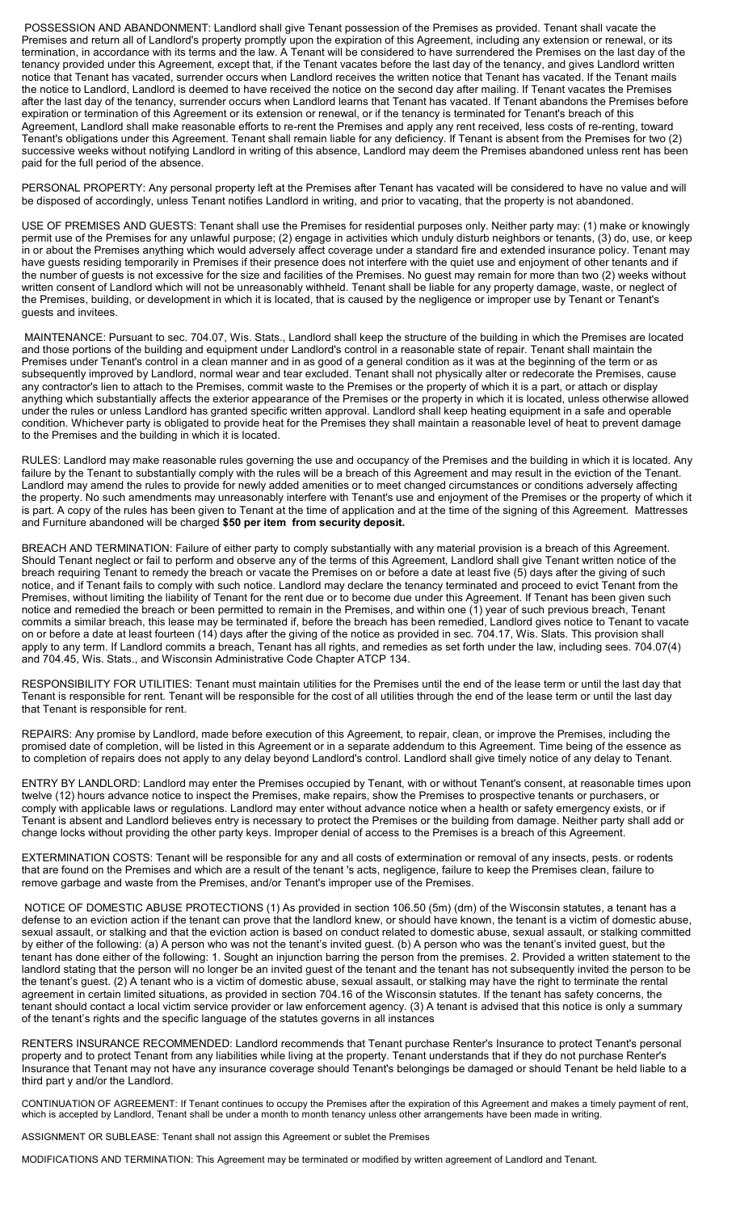POSSESSION AND ABANDONMENT: Landlord shall give Tenant possession of the Premises as provided. Tenant shall vacate the Premises and return all of Landlord's property promptly upon the expiration of this Agreement, including any extension or renewal, or its termination, in accordance with its terms and the law. A Tenant will be considered to have surrendered the Premises on the last day of the tenancy provided under this Agreement, except that, if the Tenant vacates before the last day of the tenancy, and gives Landlord written notice that Tenant has vacated, surrender occurs when Landlord receives the written notice that Tenant has vacated. If the Tenant mails the notice to Landlord, Landlord is deemed to have received the notice on the second day after mailing. If Tenant vacates the Premises after the last day of the tenancy, surrender occurs when Landlord learns that Tenant has vacated. If Tenant abandons the Premises before expiration or termination of this Agreement or its extension or renewal, or if the tenancy is terminated for Tenant's breach of this Agreement, Landlord shall make reasonable efforts to re-rent the Premises and apply any rent received, less costs of re-renting, toward Tenant's obligations under this Agreement. Tenant shall remain liable for any deficiency. If Tenant is absent from the Premises for two (2) successive weeks without notifying Landlord in writing of this absence, Landlord may deem the Premises abandoned unless rent has been paid for the full period of the absence.

PERSONAL PROPERTY: Any personal property left at the Premises after Tenant has vacated will be considered to have no value and will be disposed of accordingly, unless Tenant notifies Landlord in writing, and prior to vacating, that the property is not abandoned.

USE OF PREMISES AND GUESTS: Tenant shall use the Premises for residential purposes only. Neither party may: (1) make or knowingly permit use of the Premises for any unlawful purpose; (2) engage in activities which unduly disturb neighbors or tenants, (3) do, use, or keep in or about the Premises anything which would adversely affect coverage under a standard fire and extended insurance policy. Tenant may have guests residing temporarily in Premises if their presence does not interfere with the quiet use and enjoyment of other tenants and if the number of guests is not excessive for the size and facilities of the Premises. No guest may remain for more than two (2) weeks without written consent of Landlord which will not be unreasonably withheld. Tenant shall be liable for any property damage, waste, or neglect of the Premises, building, or development in which it is located, that is caused by the negligence or improper use by Tenant or Tenant's guests and invitees.

MAINTENANCE: Pursuant to sec. 704.07, Wis. Stats., Landlord shall keep the structure of the building in which the Premises are located and those portions of the building and equipment under Landlord's control in a reasonable state of repair. Tenant shall maintain the Premises under Tenant's control in a clean manner and in as good of a general condition as it was at the beginning of the term or as subsequently improved by Landlord, normal wear and tear excluded. Tenant shall not physically alter or redecorate the Premises, cause any contractor's lien to attach to the Premises, commit waste to the Premises or the property of which it is a part, or attach or display anything which substantially affects the exterior appearance of the Premises or the property in which it is located, unless otherwise allowed under the rules or unless Landlord has granted specific written approval. Landlord shall keep heating equipment in a safe and operable condition. Whichever party is obligated to provide heat for the Premises they shall maintain a reasonable level of heat to prevent damage to the Premises and the building in which it is located.

RULES: Landlord may make reasonable rules governing the use and occupancy of the Premises and the building in which it is located. Any failure by the Tenant to substantially comply with the rules will be a breach of this Agreement and may result in the eviction of the Tenant. Landlord may amend the rules to provide for newly added amenities or to meet changed circumstances or conditions adversely affecting the property. No such amendments may unreasonably interfere with Tenant's use and enjoyment of the Premises or the property of which it is part. A copy of the rules has been given to Tenant at the time of application and at the time of the signing of this Agreement. Mattresses and Furniture abandoned will be charged **$50 per item from security deposit.**

BREACH AND TERMINATION: Failure of either party to comply substantially with any material provision is a breach of this Agreement. Should Tenant neglect or fail to perform and observe any of the terms of this Agreement, Landlord shall give Tenant written notice of the breach requiring Tenant to remedy the breach or vacate the Premises on or before a date at least five (5) days after the giving of such notice, and if Tenant fails to comply with such notice. Landlord may declare the tenancy terminated and proceed to evict Tenant from the Premises, without limiting the liability of Tenant for the rent due or to become due under this Agreement. If Tenant has been given such notice and remedied the breach or been permitted to remain in the Premises, and within one (1) year of such previous breach, Tenant commits a similar breach, this lease may be terminated if, before the breach has been remedied, Landlord gives notice to Tenant to vacate on or before a date at least fourteen (14) days after the giving of the notice as provided in sec. 704.17, Wis. Slats. This provision shall apply to any term. If Landlord commits a breach, Tenant has all rights, and remedies as set forth under the law, including sees. 704.07(4) and 704.45, Wis. Stats., and Wisconsin Administrative Code Chapter ATCP 134.

RESPONSIBILITY FOR UTILITIES: Tenant must maintain utilities for the Premises until the end of the lease term or until the last day that Tenant is responsible for rent. Tenant will be responsible for the cost of all utilities through the end of the lease term or until the last day that Tenant is responsible for rent.

REPAIRS: Any promise by Landlord, made before execution of this Agreement, to repair, clean, or improve the Premises, including the promised date of completion, will be listed in this Agreement or in a separate addendum to this Agreement. Time being of the essence as to completion of repairs does not apply to any delay beyond Landlord's control. Landlord shall give timely notice of any delay to Tenant.

ENTRY BY LANDLORD: Landlord may enter the Premises occupied by Tenant, with or without Tenant's consent, at reasonable times upon twelve (12) hours advance notice to inspect the Premises, make repairs, show the Premises to prospective tenants or purchasers, or comply with applicable laws or regulations. Landlord may enter without advance notice when a health or safety emergency exists, or if Tenant is absent and Landlord believes entry is necessary to protect the Premises or the building from damage. Neither party shall add or change locks without providing the other party keys. Improper denial of access to the Premises is a breach of this Agreement.

EXTERMINATION COSTS: Tenant will be responsible for any and all costs of extermination or removal of any insects, pests. or rodents that are found on the Premises and which are a result of the tenant 's acts, negligence, failure to keep the Premises clean, failure to remove garbage and waste from the Premises, and/or Tenant's improper use of the Premises.

NOTICE OF DOMESTIC ABUSE PROTECTIONS (1) As provided in section 106.50 (5m) (dm) of the Wisconsin statutes, a tenant has a defense to an eviction action if the tenant can prove that the landlord knew, or should have known, the tenant is a victim of domestic abuse, sexual assault, or stalking and that the eviction action is based on conduct related to domestic abuse, sexual assault, or stalking committed by either of the following: (a) A person who was not the tenant's invited guest. (b) A person who was the tenant's invited guest, but the tenant has done either of the following: 1. Sought an injunction barring the person from the premises. 2. Provided a written statement to the landlord stating that the person will no longer be an invited guest of the tenant and the tenant has not subsequently invited the person to be the tenant's guest. (2) A tenant who is a victim of domestic abuse, sexual assault, or stalking may have the right to terminate the rental agreement in certain limited situations, as provided in section 704.16 of the Wisconsin statutes. If the tenant has safety concerns, the tenant should contact a local victim service provider or law enforcement agency. (3) A tenant is advised that this notice is only a summary of the tenant's rights and the specific language of the statutes governs in all instances

RENTERS INSURANCE RECOMMENDED: Landlord recommends that Tenant purchase Renter's Insurance to protect Tenant's personal property and to protect Tenant from any liabilities while living at the property. Tenant understands that if they do not purchase Renter's Insurance that Tenant may not have any insurance coverage should Tenant's belongings be damaged or should Tenant be held liable to a third part y and/or the Landlord.

CONTINUATION OF AGREEMENT: If Tenant continues to occupy the Premises after the expiration of this Agreement and makes a timely payment of rent, which is accepted by Landlord, Tenant shall be under a month to month tenancy unless other arrangements have been made in writing.

ASSIGNMENT OR SUBLEASE: Tenant shall not assign this Agreement or sublet the Premises

MODIFICATIONS AND TERMINATION: This Agreement may be terminated or modified by written agreement of Landlord and Tenant.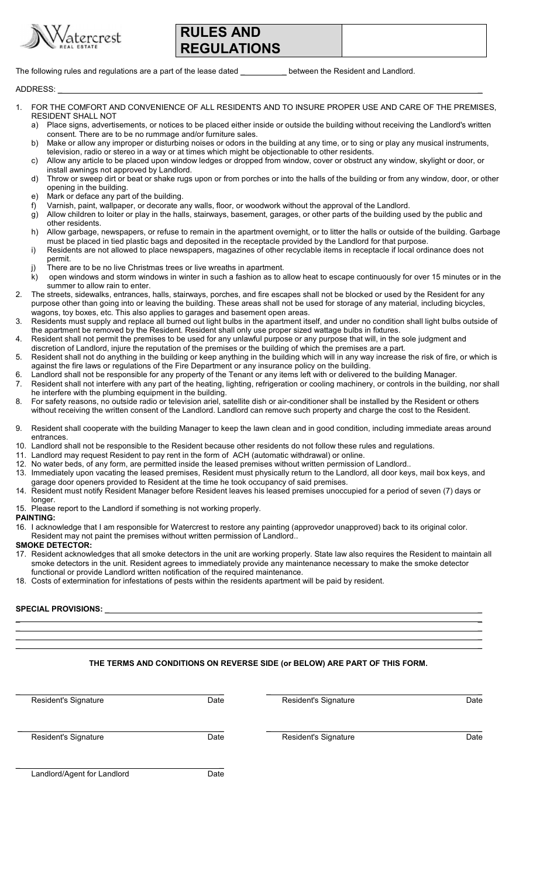Watercrest REAL ESTATE

# RULES AND REGULATIONS

The following rules and regulations are a part of the lease dated __________ between the Resident and Landlord.

ADDRESS: ______________________________________________________________________________

1. FOR THE COMFORT AND CONVENIENCE OF ALL RESIDENTS AND TO INSURE PROPER USE AND CARE OF THE PREMISES, RESIDENT SHALL NOT
   a) Place signs, advertisements, or notices to be placed either inside or outside the building without receiving the Landlord's written consent. There are to be no rummage and/or furniture sales.
   b) Make or allow any improper or disturbing noises or odors in the building at any time, or to sing or play any musical instruments, television, radio or stereo in a way or at times which might be objectionable to other residents.
   c) Allow any article to be placed upon window ledges or dropped from window, cover or obstruct any window, skylight or door, or install awnings not approved by Landlord.
   d) Throw or sweep dirt or beat or shake rugs upon or from porches or into the halls of the building or from any window, door, or other opening in the building.
   e) Mark or deface any part of the building.
   f) Varnish, paint, wallpaper, or decorate any walls, floor, or woodwork without the approval of the Landlord.
   g) Allow children to loiter or play in the halls, stairways, basement, garages, or other parts of the building used by the public and other residents.
   h) Allow garbage, newspapers, or refuse to remain in the apartment overnight, or to litter the halls or outside of the building. Garbage must be placed in tied plastic bags and deposited in the receptacle provided by the Landlord for that purpose.
   i) Residents are not allowed to place newspapers, magazines of other recyclable items in receptacle if local ordinance does not permit.
   j) There are to be no live Christmas trees or live wreaths in apartment.
   k) open windows and storm windows in winter in such a fashion as to allow heat to escape continuously for over 15 minutes or in the summer to allow rain to enter.
2. The streets, sidewalks, entrances, halls, stairways, porches, and fire escapes shall not be blocked or used by the Resident for any purpose other than going into or leaving the building. These areas shall not be used for storage of any material, including bicycles, wagons, toy boxes, etc. This also applies to garages and basement open areas.
3. Residents must supply and replace all burned out light bulbs in the apartment itself, and under no condition shall light bulbs outside of the apartment be removed by the Resident. Resident shall only use proper sized wattage bulbs in fixtures.
4. Resident shall not permit the premises to be used for any unlawful purpose or any purpose that will, in the sole judgment and discretion of Landlord, injure the reputation of the premises or the building of which the premises are a part.
5. Resident shall not do anything in the building or keep anything in the building which will in any way increase the risk of fire, or which is against the fire laws or regulations of the Fire Department or any insurance policy on the building.
6. Landlord shall not be responsible for any property of the Tenant or any items left with or delivered to the building Manager.
7. Resident shall not interfere with any part of the heating, lighting, refrigeration or cooling machinery, or controls in the building, nor shall he interfere with the plumbing equipment in the building.
8. For safety reasons, no outside radio or television ariel, satellite dish or air-conditioner shall be installed by the Resident or others without receiving the written consent of the Landlord. Landlord can remove such property and charge the cost to the Resident.
9. Resident shall cooperate with the building Manager to keep the lawn clean and in good condition, including immediate areas around entrances.
10. Landlord shall not be responsible to the Resident because other residents do not follow these rules and regulations.
11. Landlord may request Resident to pay rent in the form of ACH (automatic withdrawal) or online.
12. No water beds, of any form, are permitted inside the leased premises without written permission of Landlord..
13. Immediately upon vacating the leased premises, Resident must physically return to the Landlord, all door keys, mail box keys, and garage door openers provided to Resident at the time he took occupancy of said premises.
14. Resident must notify Resident Manager before Resident leaves his leased premises unoccupied for a period of seven (7) days or longer.
15. Please report to the Landlord if something is not working properly.

**PAINTING:**

16. I acknowledge that I am responsible for Watercrest to restore any painting (approvedor unapproved) back to its original color. Resident may not paint the premises without written permission of Landlord..

**SMOKE DETECTOR:**

17. Resident acknowledges that all smoke detectors in the unit are working properly. State law also requires the Resident to maintain all smoke detectors in the unit. Resident agrees to immediately provide any maintenance necessary to make the smoke detector functional or provide Landlord written notification of the required maintenance.
18. Costs of extermination for infestations of pests within the residents apartment will be paid by resident.

**SPECIAL PROVISIONS:** ______________________________________________________________________

______________________________________________________________________________________________

______________________________________________________________________________________________

______________________________________________________________________________________________

**THE TERMS AND CONDITIONS ON REVERSE SIDE (or BELOW) ARE PART OF THIS FORM.**

| | | | |
|---|---|---|---|
| Resident's Signature | Date | Resident's Signature | Date |
| Resident's Signature | Date | Resident's Signature | Date |
| Landlord/Agent for Landlord | Date | | |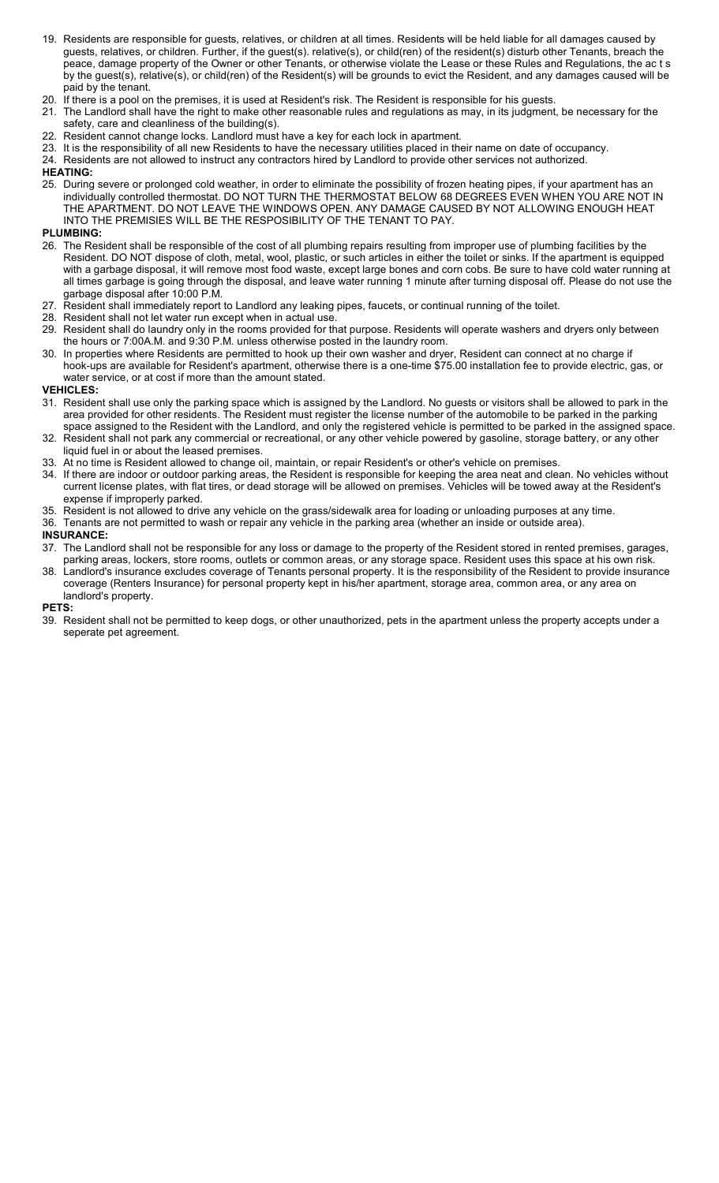19. Residents are responsible for guests, relatives, or children at all times. Residents will be held liable for all damages caused by guests, relatives, or children. Further, if the guest(s). relative(s), or child(ren) of the resident(s) disturb other Tenants, breach the peace, damage property of the Owner or other Tenants, or otherwise violate the Lease or these Rules and Regulations, the ac t s by the guest(s), relative(s), or child(ren) of the Resident(s) will be grounds to evict the Resident, and any damages caused will be paid by the tenant.
20. If there is a pool on the premises, it is used at Resident's risk. The Resident is responsible for his guests.
21. The Landlord shall have the right to make other reasonable rules and regulations as may, in its judgment, be necessary for the safety, care and cleanliness of the building(s).
22. Resident cannot change locks. Landlord must have a key for each lock in apartment.
23. It is the responsibility of all new Residents to have the necessary utilities placed in their name on date of occupancy.
24. Residents are not allowed to instruct any contractors hired by Landlord to provide other services not authorized.

**HEATING:**

25. During severe or prolonged cold weather, in order to eliminate the possibility of frozen heating pipes, if your apartment has an individually controlled thermostat. DO NOT TURN THE THERMOSTAT BELOW 68 DEGREES EVEN WHEN YOU ARE NOT IN THE APARTMENT. DO NOT LEAVE THE WINDOWS OPEN. ANY DAMAGE CAUSED BY NOT ALLOWING ENOUGH HEAT INTO THE PREMISIES WILL BE THE RESPOSIBILITY OF THE TENANT TO PAY.

**PLUMBING:**

26. The Resident shall be responsible of the cost of all plumbing repairs resulting from improper use of plumbing facilities by the Resident. DO NOT dispose of cloth, metal, wool, plastic, or such articles in either the toilet or sinks. If the apartment is equipped with a garbage disposal, it will remove most food waste, except large bones and corn cobs. Be sure to have cold water running at all times garbage is going through the disposal, and leave water running 1 minute after turning disposal off. Please do not use the garbage disposal after 10:00 P.M.
27. Resident shall immediately report to Landlord any leaking pipes, faucets, or continual running of the toilet.
28. Resident shall not let water run except when in actual use.
29. Resident shall do laundry only in the rooms provided for that purpose. Residents will operate washers and dryers only between the hours or 7:00A.M. and 9:30 P.M. unless otherwise posted in the laundry room.
30. In properties where Residents are permitted to hook up their own washer and dryer, Resident can connect at no charge if hook-ups are available for Resident's apartment, otherwise there is a one-time $75.00 installation fee to provide electric, gas, or water service, or at cost if more than the amount stated.

**VEHICLES:**

31. Resident shall use only the parking space which is assigned by the Landlord. No guests or visitors shall be allowed to park in the area provided for other residents. The Resident must register the license number of the automobile to be parked in the parking space assigned to the Resident with the Landlord, and only the registered vehicle is permitted to be parked in the assigned space.
32. Resident shall not park any commercial or recreational, or any other vehicle powered by gasoline, storage battery, or any other liquid fuel in or about the leased premises.
33. At no time is Resident allowed to change oil, maintain, or repair Resident's or other's vehicle on premises.
34. If there are indoor or outdoor parking areas, the Resident is responsible for keeping the area neat and clean. No vehicles without current license plates, with flat tires, or dead storage will be allowed on premises. Vehicles will be towed away at the Resident's expense if improperly parked.
35. Resident is not allowed to drive any vehicle on the grass/sidewalk area for loading or unloading purposes at any time.
36. Tenants are not permitted to wash or repair any vehicle in the parking area (whether an inside or outside area).

**INSURANCE:**

37. The Landlord shall not be responsible for any loss or damage to the property of the Resident stored in rented premises, garages, parking areas, lockers, store rooms, outlets or common areas, or any storage space. Resident uses this space at his own risk.
38. Landlord's insurance excludes coverage of Tenants personal property. It is the responsibility of the Resident to provide insurance coverage (Renters Insurance) for personal property kept in his/her apartment, storage area, common area, or any area on landlord's property.

**PETS:**

39. Resident shall not be permitted to keep dogs, or other unauthorized, pets in the apartment unless the property accepts under a seperate pet agreement.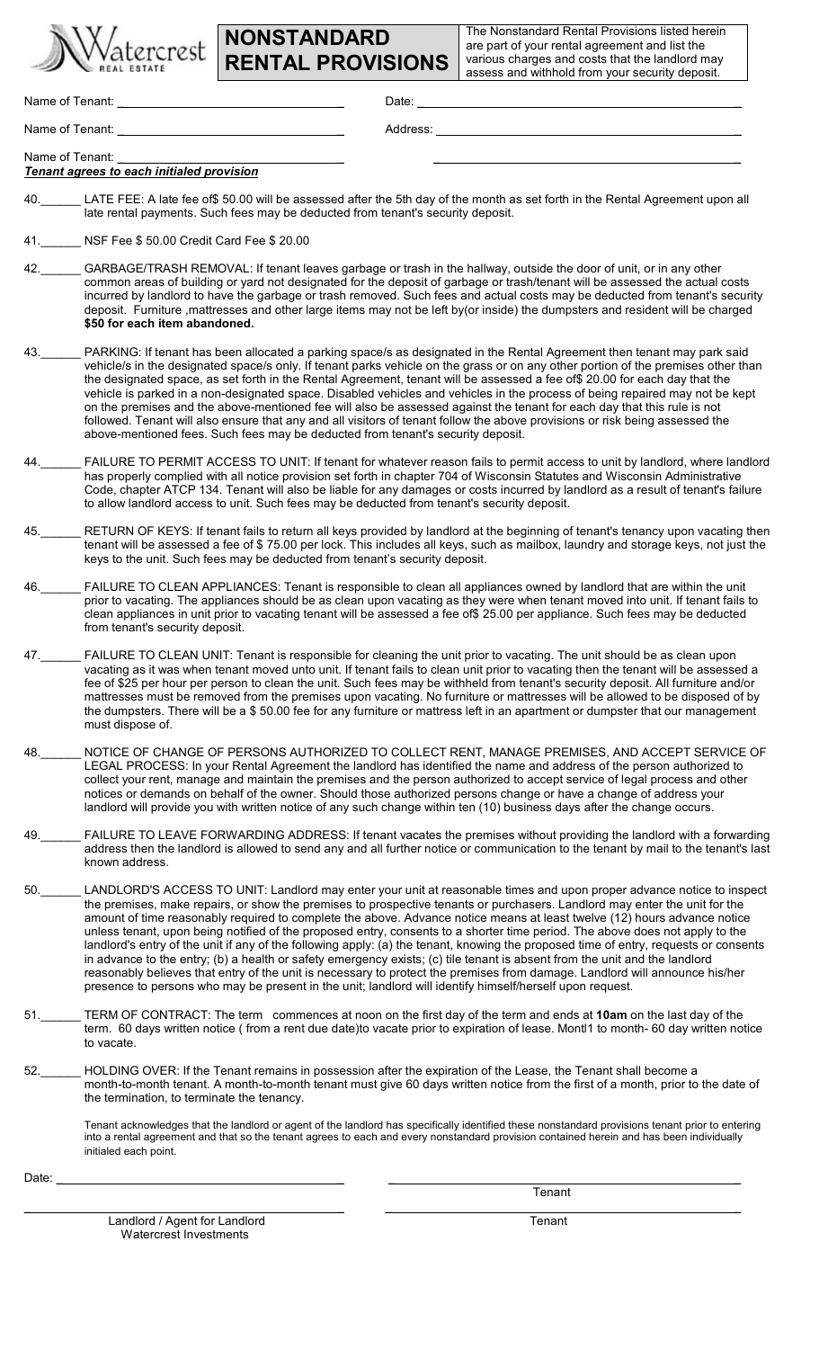Watercrest REAL ESTATE

# NONSTANDARD RENTAL PROVISIONS

The Nonstandard Rental Provisions listed herein are part of your rental agreement and list the various charges and costs that the landlord may assess and withhold from your security deposit.

Name of Tenant: ______________________ Date: ______________________

Name of Tenant: ______________________ Address: ______________________

Name of Tenant: ______________________ ______________________

***Tenant agrees to each initialed provision***

40.______ LATE FEE: A late fee of$ 50.00 will be assessed after the 5th day of the month as set forth in the Rental Agreement upon all late rental payments. Such fees may be deducted from tenant's security deposit.

41.______ NSF Fee $ 50.00 Credit Card Fee $ 20.00

42.______ GARBAGE/TRASH REMOVAL: If tenant leaves garbage or trash in the hallway, outside the door of unit, or in any other common areas of building or yard not designated for the deposit of garbage or trash/tenant will be assessed the actual costs incurred by landlord to have the garbage or trash removed. Such fees and actual costs may be deducted from tenant's security deposit. Furniture ,mattresses and other large items may not be left by(or inside) the dumpsters and resident will be charged **$50 for each item abandoned.**

43.______ PARKING: If tenant has been allocated a parking space/s as designated in the Rental Agreement then tenant may park said vehicle/s in the designated space/s only. If tenant parks vehicle on the grass or on any other portion of the premises other than the designated space, as set forth in the Rental Agreement, tenant will be assessed a fee of$ 20.00 for each day that the vehicle is parked in a non-designated space. Disabled vehicles and vehicles in the process of being repaired may not be kept on the premises and the above-mentioned fee will also be assessed against the tenant for each day that this rule is not followed. Tenant will also ensure that any and all visitors of tenant follow the above provisions or risk being assessed the above-mentioned fees. Such fees may be deducted from tenant's security deposit.

44.______ FAILURE TO PERMIT ACCESS TO UNIT: If tenant for whatever reason fails to permit access to unit by landlord, where landlord has properly complied with all notice provision set forth in chapter 704 of Wisconsin Statutes and Wisconsin Administrative Code, chapter ATCP 134. Tenant will also be liable for any damages or costs incurred by landlord as a result of tenant's failure to allow landlord access to unit. Such fees may be deducted from tenant's security deposit.

45.______ RETURN OF KEYS: If tenant fails to return all keys provided by landlord at the beginning of tenant's tenancy upon vacating then tenant will be assessed a fee of $ 75.00 per lock. This includes all keys, such as mailbox, laundry and storage keys, not just the keys to the unit. Such fees may be deducted from tenant's security deposit.

46.______ FAILURE TO CLEAN APPLIANCES: Tenant is responsible to clean all appliances owned by landlord that are within the unit prior to vacating. The appliances should be as clean upon vacating as they were when tenant moved into unit. If tenant fails to clean appliances in unit prior to vacating tenant will be assessed a fee of$ 25.00 per appliance. Such fees may be deducted from tenant's security deposit.

47.______ FAILURE TO CLEAN UNIT: Tenant is responsible for cleaning the unit prior to vacating. The unit should be as clean upon vacating as it was when tenant moved unto unit. If tenant fails to clean unit prior to vacating then the tenant will be assessed a fee of $25 per hour per person to clean the unit. Such fees may be withheld from tenant's security deposit. All furniture and/or mattresses must be removed from the premises upon vacating. No furniture or mattresses will be allowed to be disposed of by the dumpsters. There will be a $ 50.00 fee for any furniture or mattress left in an apartment or dumpster that our management must dispose of.

48.______ NOTICE OF CHANGE OF PERSONS AUTHORIZED TO COLLECT RENT, MANAGE PREMISES, AND ACCEPT SERVICE OF LEGAL PROCESS: In your Rental Agreement the landlord has identified the name and address of the person authorized to collect your rent, manage and maintain the premises and the person authorized to accept service of legal process and other notices or demands on behalf of the owner. Should those authorized persons change or have a change of address your landlord will provide you with written notice of any such change within ten (10) business days after the change occurs.

49.______ FAILURE TO LEAVE FORWARDING ADDRESS: If tenant vacates the premises without providing the landlord with a forwarding address then the landlord is allowed to send any and all further notice or communication to the tenant by mail to the tenant's last known address.

50.______ LANDLORD'S ACCESS TO UNIT: Landlord may enter your unit at reasonable times and upon proper advance notice to inspect the premises, make repairs, or show the premises to prospective tenants or purchasers. Landlord may enter the unit for the amount of time reasonably required to complete the above. Advance notice means at least twelve (12) hours advance notice unless tenant, upon being notified of the proposed entry, consents to a shorter time period. The above does not apply to the landlord's entry of the unit if any of the following apply: (a) the tenant, knowing the proposed time of entry, requests or consents in advance to the entry; (b) a health or safety emergency exists; (c) tile tenant is absent from the unit and the landlord reasonably believes that entry of the unit is necessary to protect the premises from damage. Landlord will announce his/her presence to persons who may be present in the unit; landlord will identify himself/herself upon request.

51.______ TERM OF CONTRACT: The term commences at noon on the first day of the term and ends at **10am** on the last day of the term. 60 days written notice ( from a rent due date)to vacate prior to expiration of lease. Montl1 to month- 60 day written notice to vacate.

52.______ HOLDING OVER: If the Tenant remains in possession after the expiration of the Lease, the Tenant shall become a month-to-month tenant. A month-to-month tenant must give 60 days written notice from the first of a month, prior to the date of the termination, to terminate the tenancy.

Tenant acknowledges that the landlord or agent of the landlord has specifically identified these nonstandard provisions tenant prior to entering into a rental agreement and that so the tenant agrees to each and every nonstandard provision contained herein and has been individually initialed each point.

Date: ______________________ ______________________

Tenant

______________________ ______________________

Landlord / Agent for Landlord
Watercrest Investments

Tenant